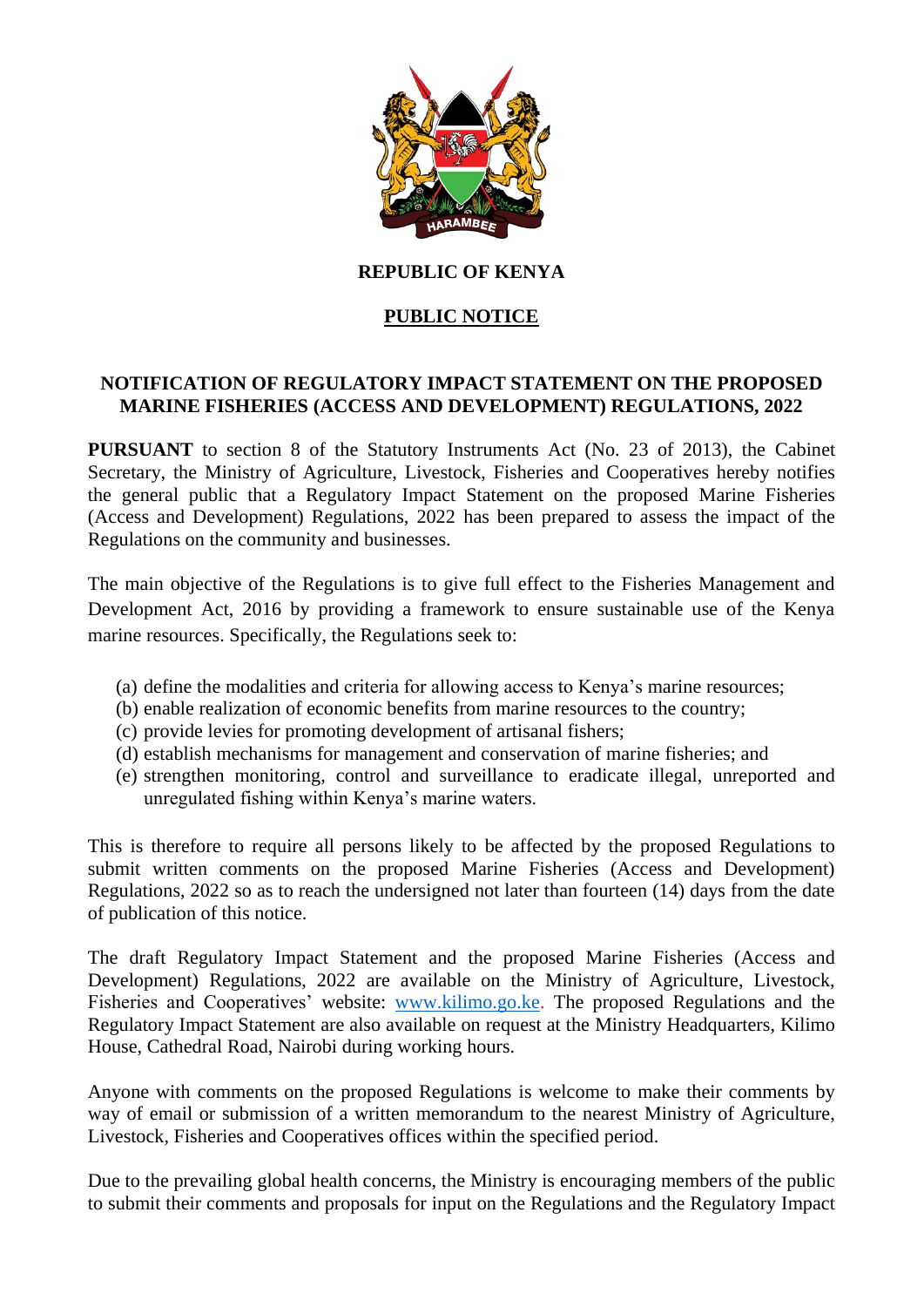**REPUBLIC OF KENYA**

**PUBLIC NOTICE**

## NOTIFICATION OF REGULATORY IMPACT STATEMENT ON THE PROPOSED MARINE FISHERIES (ACCESS AND DEVELOPMENT) REGULATIONS, 2022

**PURSUANT** to section 8 of the Statutory Instruments Act (No. 23 of 2013), the Cabinet Secretary, the Ministry of Agriculture, Livestock, Fisheries and Cooperatives hereby notifies the general public that a Regulatory Impact Statement on the proposed Marine Fisheries (Access and Development) Regulations, 2022 has been prepared to assess the impact of the Regulations on the community and businesses.

The main objective of the Regulations is to give full effect to the Fisheries Management and Development Act, 2016 by providing a framework to ensure sustainable use of the Kenya marine resources. Specifically, the Regulations seek to:

(a) define the modalities and criteria for allowing access to Kenya's marine resources;
(b) enable realization of economic benefits from marine resources to the country;
(c) provide levies for promoting development of artisanal fishers;
(d) establish mechanisms for management and conservation of marine fisheries; and
(e) strengthen monitoring, control and surveillance to eradicate illegal, unreported and unregulated fishing within Kenya's marine waters.

This is therefore to require all persons likely to be affected by the proposed Regulations to submit written comments on the proposed Marine Fisheries (Access and Development) Regulations, 2022 so as to reach the undersigned not later than fourteen (14) days from the date of publication of this notice.

The draft Regulatory Impact Statement and the proposed Marine Fisheries (Access and Development) Regulations, 2022 are available on the Ministry of Agriculture, Livestock, Fisheries and Cooperatives' website: www.kilimo.go.ke. The proposed Regulations and the Regulatory Impact Statement are also available on request at the Ministry Headquarters, Kilimo House, Cathedral Road, Nairobi during working hours.

Anyone with comments on the proposed Regulations is welcome to make their comments by way of email or submission of a written memorandum to the nearest Ministry of Agriculture, Livestock, Fisheries and Cooperatives offices within the specified period.

Due to the prevailing global health concerns, the Ministry is encouraging members of the public to submit their comments and proposals for input on the Regulations and the Regulatory Impact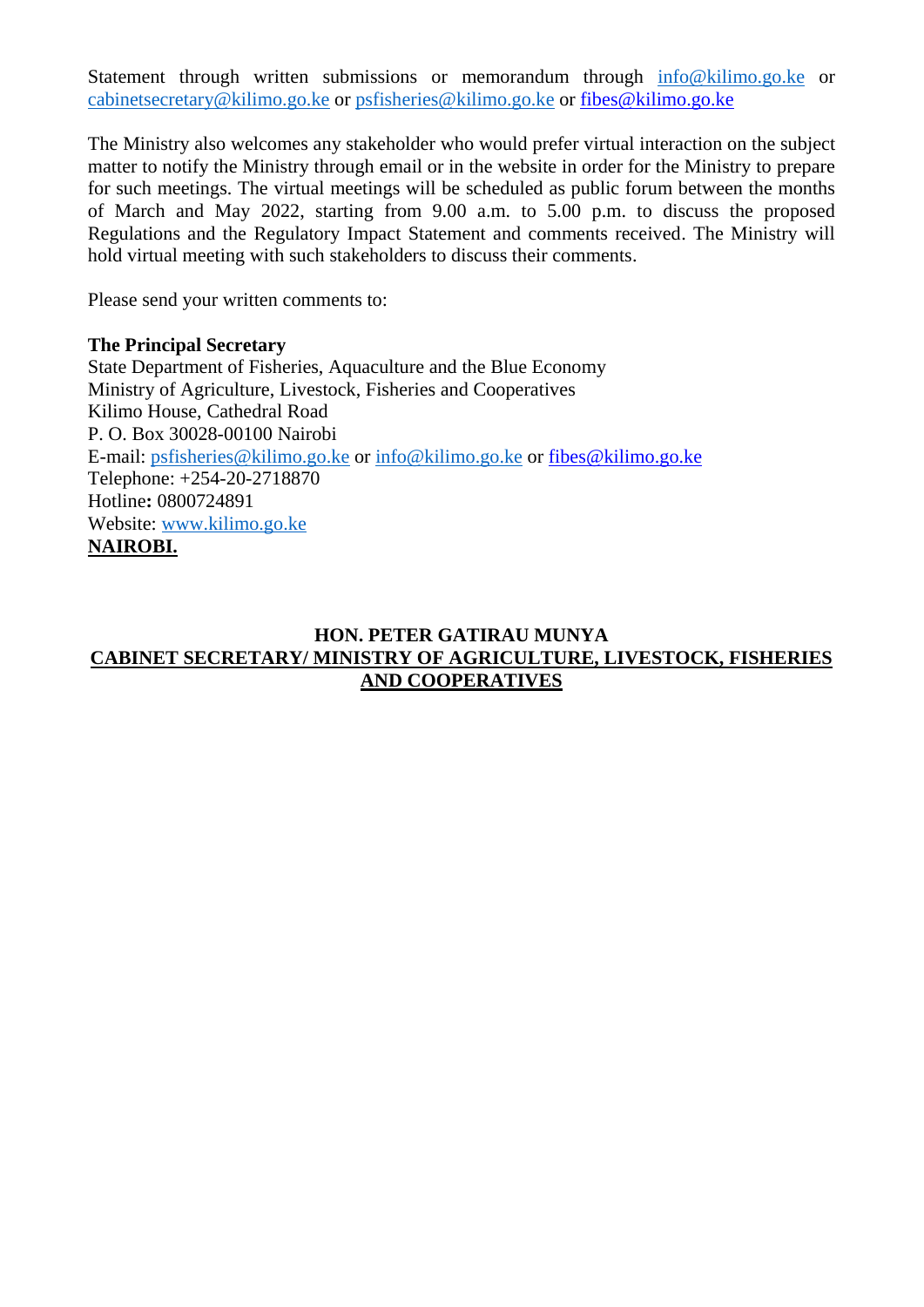Statement through written submissions or memorandum through info@kilimo.go.ke or cabinetsecretary@kilimo.go.ke or psfisheries@kilimo.go.ke or fibes@kilimo.go.ke

The Ministry also welcomes any stakeholder who would prefer virtual interaction on the subject matter to notify the Ministry through email or in the website in order for the Ministry to prepare for such meetings. The virtual meetings will be scheduled as public forum between the months of March and May 2022, starting from 9.00 a.m. to 5.00 p.m. to discuss the proposed Regulations and the Regulatory Impact Statement and comments received. The Ministry will hold virtual meeting with such stakeholders to discuss their comments.

Please send your written comments to:

**The Principal Secretary**
State Department of Fisheries, Aquaculture and the Blue Economy
Ministry of Agriculture, Livestock, Fisheries and Cooperatives
Kilimo House, Cathedral Road
P. O. Box 30028-00100 Nairobi
E-mail: psfisheries@kilimo.go.ke or info@kilimo.go.ke or fibes@kilimo.go.ke
Telephone: +254-20-2718870
Hotline**:** 0800724891
Website: www.kilimo.go.ke
**NAIROBI.**

**HON. PETER GATIRAU MUNYA**
**CABINET SECRETARY/ MINISTRY OF AGRICULTURE, LIVESTOCK, FISHERIES AND COOPERATIVES**